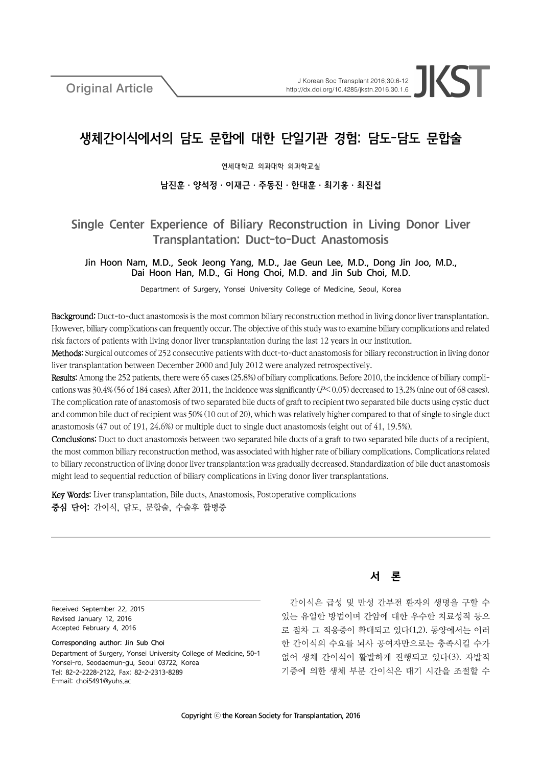Original Article

# 생체간이식에서의 담도 문합에 대한 단일기관 경험: 담도-담도 문합술

연세대학교 의과대학 외과학교실

**남진훈 · 양석정 · 이재근 · 주동진 · 한대훈 · 최기홍 · 최진섭**

# Single Center Experience of Biliary Reconstruction in Living Donor Liver Transplantation: Duct-to-Duct Anastomosis

**Jin Hoon Nam, M.D., Seok Jeong Yang, M.D., Jae Geun Lee, M.D., Dong Jin Joo, M.D., Dai Hoon Han, M.D., Gi Hong Choi, M.D. and Jin Sub Choi, M.D.**

Department of Surgery, Yonsei University College of Medicine, Seoul, Korea

**Background:** Duct-to-duct anastomosis is the most common biliary reconstruction method in living donor liver transplantation. However, biliary complications can frequently occur. The objective of this study was to examine biliary complications and related risk factors of patients with living donor liver transplantation during the last 12 years in our institution.

**Methods:** Surgical outcomes of 252 consecutive patients with duct-to-duct anastomosis for biliary reconstruction in living donor liver transplantation between December 2000 and July 2012 were analyzed retrospectively.

**Results:** Among the 252 patients, there were 65 cases (25.8%) of biliary complications. Before 2010, the incidence of biliary complications was 30.4% (56 of 184 cases). After 2011, the incidence was significantly ($P<0.05$) decreased to 13.2% (nine out of 68 cases). The complication rate of anastomosis of two separated bile ducts of graft to recipient two separated bile ducts using cystic duct and common bile duct of recipient was 50% (10 out of 20), which was relatively higher compared to that of single to single duct anastomosis (47 out of 191, 24.6%) or multiple duct to single duct anastomosis (eight out of 41, 19.5%).

**Conclusions:** Duct to duct anastomosis between two separated bile ducts of a graft to two separated bile ducts of a recipient, the most common biliary reconstruction method, was associated with higher rate of biliary complications. Complications related to biliary reconstruction of living donor liver transplantation was gradually decreased. Standardization of bile duct anastomosis might lead to sequential reduction of biliary complications in living donor liver transplantations.

**Key Words:** Liver transplantation, Bile ducts, Anastomosis, Postoperative complications
**중심 단어:** 간이식, 담도, 문합술, 수술후 합병증

---

Received September 22, 2015
Revised January 12, 2016
Accepted February 4, 2016

Corresponding author: Jin Sub Choi
Department of Surgery, Yonsei University College of Medicine, 50-1 Yonsei-ro, Seodaemun-gu, Seoul 03722, Korea
Tel: 82-2-2228-2122, Fax: 82-2-2313-8289
E-mail: choi5491@yuhs.ac

## 서 론

간이식은 급성 및 만성 간부전 환자의 생명을 구할 수 있는 유일한 방법이며 간암에 대한 우수한 치료성적 등으로 점차 그 적응증이 확대되고 있다(1,2). 동양에서는 이러한 간이식의 수요를 뇌사 공여자만으로는 충족시킬 수가 없어 생체 간이식이 활발하게 진행되고 있다(3). 자발적 기증에 의한 생체 부분 간이식은 대기 시간을 조절할 수

Copyright ⓒ the Korean Society for Transplantation, 2016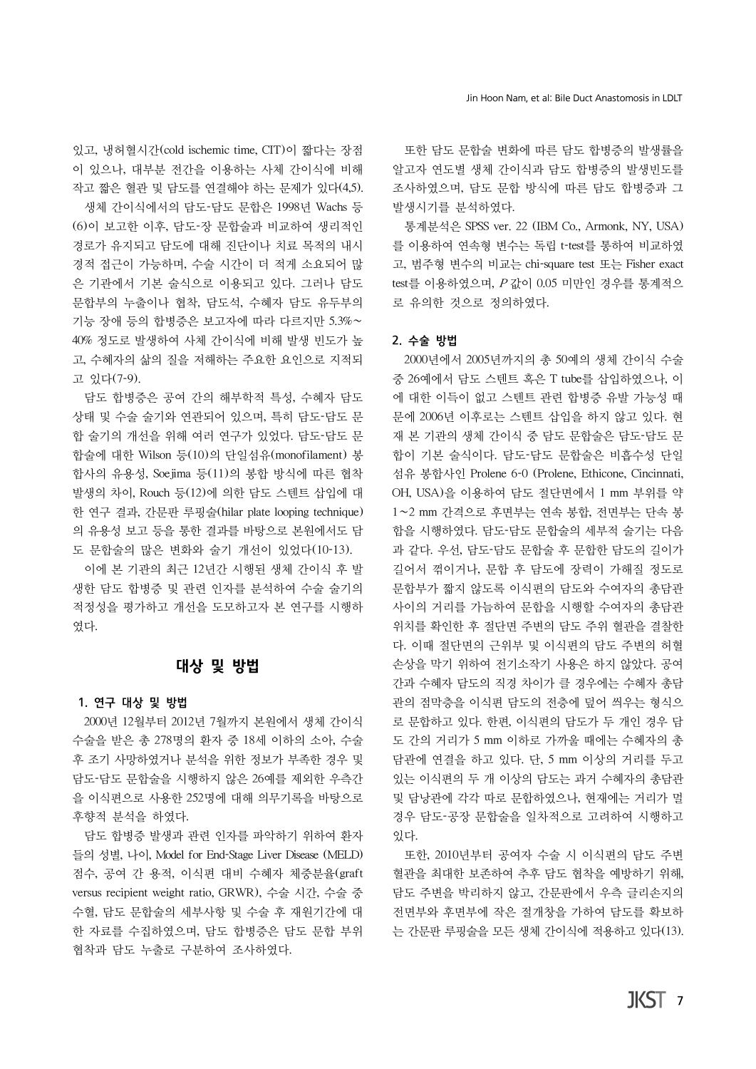있고, 냉허혈시간(cold ischemic time, CIT)이 짧다는 장점이 있으나, 대부분 전간을 이용하는 사체 간이식에 비해 작고 짧은 혈관 및 담도를 연결해야 하는 문제가 있다(4,5).

생체 간이식에서의 담도-담도 문합은 1998년 Wachs 등(6)이 보고한 이후, 담도-장 문합술과 비교하여 생리적인 경로가 유지되고 담도에 대해 진단이나 치료 목적의 내시경적 접근이 가능하며, 수술 시간이 더 적게 소요되어 많은 기관에서 기본 술식으로 이용되고 있다. 그러나 담도 문합부의 누출이나 협착, 담도석, 수혜자 담도 유두부의 기능 장애 등의 합병증은 보고자에 따라 다르지만 5.3%∼40% 정도로 발생하여 사체 간이식에 비해 발생 빈도가 높고, 수혜자의 삶의 질을 저해하는 주요한 요인으로 지적되고 있다(7-9).

담도 합병증은 공여 간의 해부학적 특성, 수혜자 담도 상태 및 수술 술기와 연관되어 있으며, 특히 담도-담도 문합 술기의 개선을 위해 여러 연구가 있었다. 담도-담도 문합술에 대한 Wilson 등(10)의 단일섬유(monofilament) 봉합사의 유용성, Soejima 등(11)의 봉합 방식에 따른 협착 발생의 차이, Rouch 등(12)에 의한 담도 스텐트 삽입에 대한 연구 결과, 간문판 루핑술(hilar plate looping technique)의 유용성 보고 등을 통한 결과를 바탕으로 본원에서도 담도 문합술의 많은 변화와 술기 개선이 있었다(10-13).

이에 본 기관의 최근 12년간 시행된 생체 간이식 후 발생한 담도 합병증 및 관련 인자를 분석하여 수술 술기의 적정성을 평가하고 개선을 도모하고자 본 연구를 시행하였다.

## 대상 및 방법

### 1. 연구 대상 및 방법

2000년 12월부터 2012년 7월까지 본원에서 생체 간이식 수술을 받은 총 278명의 환자 중 18세 이하의 소아, 수술 후 조기 사망하였거나 분석을 위한 정보가 부족한 경우 및 담도-담도 문합술을 시행하지 않은 26예를 제외한 우측간을 이식편으로 사용한 252명에 대해 의무기록을 바탕으로 후향적 분석을 하였다.

담도 합병증 발생과 관련 인자를 파악하기 위하여 환자들의 성별, 나이, Model for End-Stage Liver Disease (MELD) 점수, 공여 간 용적, 이식편 대비 수혜자 체중분율(graft versus recipient weight ratio, GRWR), 수술 시간, 수술 중 수혈, 담도 문합술의 세부사항 및 수술 후 재원기간에 대한 자료를 수집하였으며, 담도 합병증은 담도 문합 부위 협착과 담도 누출로 구분하여 조사하였다.

또한 담도 문합술 변화에 따른 담도 합병증의 발생률을 알고자 연도별 생체 간이식과 담도 합병증의 발생빈도를 조사하였으며, 담도 문합 방식에 따른 담도 합병증과 그 발생시기를 분석하였다.

통계분석은 SPSS ver. 22 (IBM Co., Armonk, NY, USA)를 이용하여 연속형 변수는 독립 t-test를 통하여 비교하였고, 범주형 변수의 비교는 chi-square test 또는 Fisher exact test를 이용하였으며, $P$ 값이 0.05 미만인 경우를 통계적으로 유의한 것으로 정의하였다.

### 2. 수술 방법

2000년에서 2005년까지의 총 50예의 생체 간이식 수술 중 26예에서 담도 스텐트 혹은 T tube를 삽입하였으나, 이에 대한 이득이 없고 스텐트 관련 합병증 유발 가능성 때문에 2006년 이후로는 스텐트 삽입을 하지 않고 있다. 현재 본 기관의 생체 간이식 중 담도 문합술은 담도-담도 문합이 기본 술식이다. 담도-담도 문합술은 비흡수성 단일섬유 봉합사인 Prolene 6-0 (Prolene, Ethicone, Cincinnati, OH, USA)을 이용하여 담도 절단면에서 1 mm 부위를 약 1∼2 mm 간격으로 후면부는 연속 봉합, 전면부는 단속 봉합을 시행하였다. 담도-담도 문합술의 세부적 술기는 다음과 같다. 우선, 담도-담도 문합술 후 문합한 담도의 길이가 길어서 꺾이거나, 문합 후 담도에 장력이 가해질 정도로 문합부가 짧지 않도록 이식편의 담도와 수여자의 총담관 사이의 거리를 가늠하여 문합을 시행할 수여자의 총담관 위치를 확인한 후 절단면 주변의 담도 주위 혈관을 결찰한다. 이때 절단면의 근위부 및 이식편의 담도 주변의 허혈 손상을 막기 위하여 전기소작기 사용은 하지 않았다. 공여간과 수혜자 담도의 직경 차이가 클 경우에는 수혜자 총담관의 점막층을 이식편 담도의 전층에 덮어 씌우는 형식으로 문합하고 있다. 한편, 이식편의 담도가 두 개인 경우 담도 간의 거리가 5 mm 이하로 가까울 때에는 수혜자의 총담관에 연결을 하고 있다. 단, 5 mm 이상의 거리를 두고 있는 이식편의 두 개 이상의 담도는 과거 수혜자의 총담관 및 담낭관에 각각 따로 문합하였으나, 현재에는 거리가 멀 경우 담도-공장 문합술을 일차적으로 고려하여 시행하고 있다.

또한, 2010년부터 공여자 수술 시 이식편의 담도 주변 혈관을 최대한 보존하여 추후 담도 협착을 예방하기 위해, 담도 주변을 박리하지 않고, 간문판에서 우측 글리손지의 전면부와 후면부에 작은 절개창을 가하여 담도를 확보하는 간문판 루핑술을 모든 생체 간이식에 적용하고 있다(13).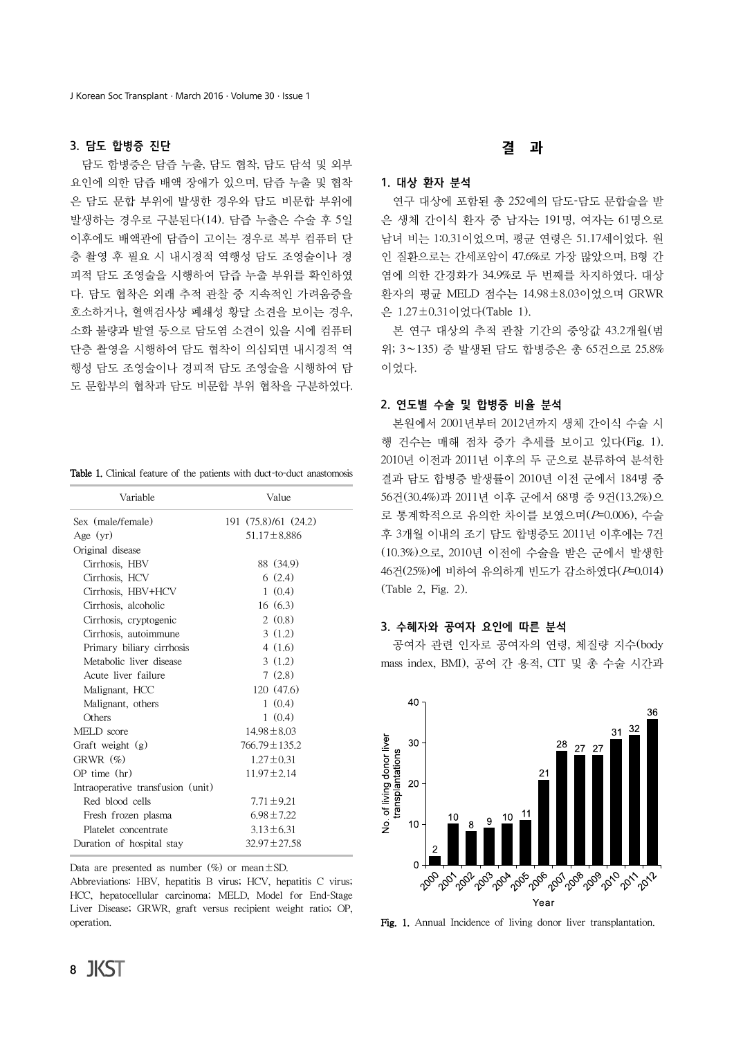### 3. 담도 합병증 진단

담도 합병증은 담즙 누출, 담도 협착, 담도 담석 및 외부 요인에 의한 담즙 배액 장애가 있으며, 담즙 누출 및 협착은 담도 문합 부위에 발생한 경우와 담도 비문합 부위에 발생하는 경우로 구분된다(14). 담즙 누출은 수술 후 5일 이후에도 배액관에 담즙이 고이는 경우로 복부 컴퓨터 단층 촬영 후 필요 시 내시경적 역행성 담도 조영술이나 경피적 담도 조영술을 시행하여 담즙 누출 부위를 확인하였다. 담도 협착은 외래 추적 관찰 중 지속적인 가려움증을 호소하거나, 혈액검사상 폐쇄성 황달 소견을 보이는 경우, 소화 불량과 발열 등으로 담도염 소견이 있을 시에 컴퓨터 단층 촬영을 시행하여 담도 협착이 의심되면 내시경적 역행성 담도 조영술이나 경피적 담도 조영술을 시행하여 담도 문합부의 협착과 담도 비문합 부위 협착을 구분하였다.

**Table 1.** Clinical feature of the patients with duct-to-duct anastomosis

| Variable | Value |
|---|---|
| Sex (male/female) | 191 (75.8)/61 (24.2) |
| Age (yr) | 51.17±8.886 |
| Original disease | |
| Cirrhosis, HBV | 88 (34.9) |
| Cirrhosis, HCV | 6 (2.4) |
| Cirrhosis, HBV+HCV | 1 (0.4) |
| Cirrhosis, alcoholic | 16 (6.3) |
| Cirrhosis, cryptogenic | 2 (0.8) |
| Cirrhosis, autoimmune | 3 (1.2) |
| Primary biliary cirrhosis | 4 (1.6) |
| Metabolic liver disease | 3 (1.2) |
| Acute liver failure | 7 (2.8) |
| Malignant, HCC | 120 (47.6) |
| Malignant, others | 1 (0.4) |
| Others | 1 (0.4) |
| MELD score | 14.98±8.03 |
| Graft weight (g) | 766.79±135.2 |
| GRWR (%) | 1.27±0.31 |
| OP time (hr) | 11.97±2.14 |
| Intraoperative transfusion (unit) | |
| Red blood cells | 7.71±9.21 |
| Fresh frozen plasma | 6.98±7.22 |
| Platelet concentrate | 3.13±6.31 |
| Duration of hospital stay | 32.97±27.58 |

Data are presented as number (%) or mean±SD.
Abbreviations: HBV, hepatitis B virus; HCV, hepatitis C virus; HCC, hepatocellular carcinoma; MELD, Model for End-Stage Liver Disease; GRWR, graft versus recipient weight ratio; OP, operation.

## 결 과

### 1. 대상 환자 분석

연구 대상에 포함된 총 252예의 담도-담도 문합술을 받은 생체 간이식 환자 중 남자는 191명, 여자는 61명으로 남녀 비는 1:0.31이었으며, 평균 연령은 51.17세이었다. 원인 질환으로는 간세포암이 47.6%로 가장 많았으며, B형 간염에 의한 간경화가 34.9%로 두 번째를 차지하였다. 대상 환자의 평균 MELD 점수는 14.98±8.03이었으며 GRWR은 1.27±0.31이었다(Table 1).

본 연구 대상의 추적 관찰 기간의 중앙값 43.2개월(범위; 3∼135) 중 발생된 담도 합병증은 총 65건으로 25.8%이었다.

### 2. 연도별 수술 및 합병증 비율 분석

본원에서 2001년부터 2012년까지 생체 간이식 수술 시행 건수는 매해 점차 증가 추세를 보이고 있다(Fig. 1). 2010년 이전과 2011년 이후의 두 군으로 분류하여 분석한 결과 담도 합병증 발생률이 2010년 이전 군에서 184명 중 56건(30.4%)과 2011년 이후 군에서 68명 중 9건(13.2%)으로 통계학적으로 유의한 차이를 보였으며($P$=0.006), 수술 후 3개월 이내의 조기 담도 합병증도 2011년 이후에는 7건(10.3%)으로, 2010년 이전에 수술을 받은 군에서 발생한 46건(25%)에 비하여 유의하게 빈도가 감소하였다($P$=0.014) (Table 2, Fig. 2).

### 3. 수혜자와 공여자 요인에 따른 분석

공여자 관련 인자로 공여자의 연령, 체질량 지수(body mass index, BMI), 공여 간 용적, CIT 및 총 수술 시간과

**Fig. 1.** Annual Incidence of living donor liver transplantation.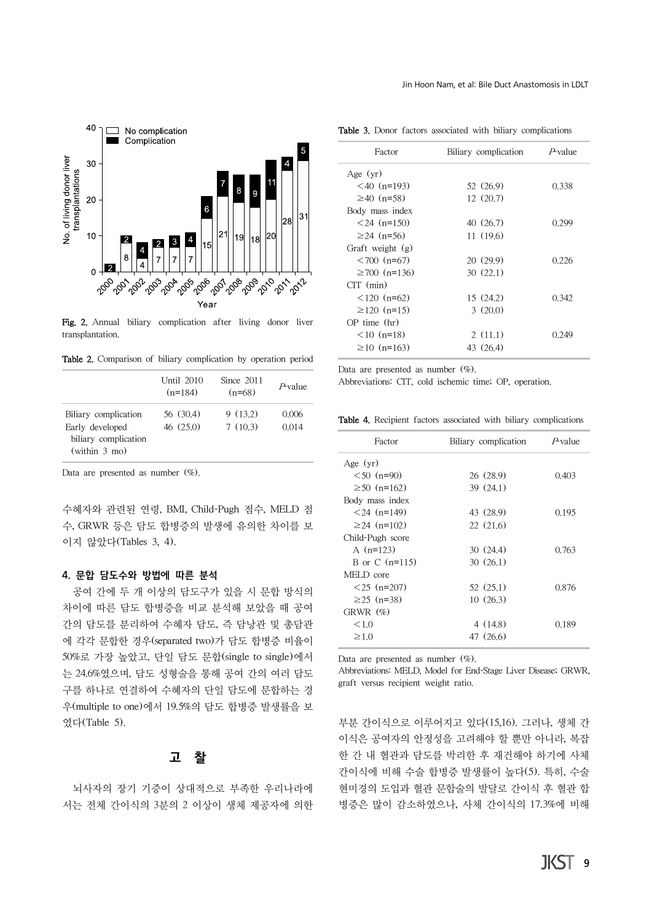Fig. 2. Annual biliary complication after living donor liver transplantation.

Table 2. Comparison of biliary complication by operation period

| | Until 2010 (n=184) | Since 2011 (n=68) | P-value |
|---|---|---|---|
| Biliary complication | 56 (30.4) | 9 (13.2) | 0.006 |
| Early developed biliary complication (within 3 mo) | 46 (25.0) | 7 (10.3) | 0.014 |

Data are presented as number (%).

수혜자와 관련된 연령, BMI, Child-Pugh 점수, MELD 점수, GRWR 등은 담도 합병증의 발생에 유의한 차이를 보이지 않았다(Tables 3, 4).

### 4. 문합 담도수와 방법에 따른 분석

공여 간에 두 개 이상의 담도구가 있을 시 문합 방식의 차이에 따른 담도 합병증을 비교 분석해 보았을 때 공여 간의 담도를 분리하여 수혜자 담도, 즉 담낭관 및 총담관에 각각 문합한 경우(separated two)가 담도 합병증 비율이 50%로 가장 높았고, 단일 담도 문합(single to single)에서는 24.6%였으며, 담도 성형술을 통해 공여 간의 여러 담도구를 하나로 연결하여 수혜자의 단일 담도에 문합하는 경우(multiple to one)에서 19.5%의 담도 합병증 발생률을 보였다(Table 5).

## 고 찰

뇌사자의 장기 기증이 상대적으로 부족한 우리나라에서는 전체 간이식의 3분의 2 이상이 생체 제공자에 의한 부분 간이식으로 이루어지고 있다(15,16). 그러나, 생체 간이식은 공여자의 안정성을 고려해야 할 뿐만 아니라, 복잡한 간 내 혈관과 담도를 박리한 후 재건해야 하기에 사체 간이식에 비해 수술 합병증 발생률이 높다(5). 특히, 수술 현미경의 도입과 혈관 문합술의 발달로 간이식 후 혈관 합병증은 많이 감소하였으나, 사체 간이식의 17.3%에 비해

Table 3. Donor factors associated with biliary complications

| Factor | Biliary complication | P-value |
|---|---|---|
| Age (yr) | | |
| <40 (n=193) | 52 (26.9) | 0.338 |
| ≥40 (n=58) | 12 (20.7) | |
| Body mass index | | |
| <24 (n=150) | 40 (26.7) | 0.299 |
| ≥24 (n=56) | 11 (19.6) | |
| Graft weight (g) | | |
| <700 (n=67) | 20 (29.9) | 0.226 |
| ≥700 (n=136) | 30 (22.1) | |
| CIT (min) | | |
| <120 (n=62) | 15 (24.2) | 0.342 |
| ≥120 (n=15) | 3 (20.0) | |
| OP time (hr) | | |
| <10 (n=18) | 2 (11.1) | 0.249 |
| ≥10 (n=163) | 43 (26.4) | |

Data are presented as number (%).
Abbreviations: CIT, cold ischemic time; OP, operation.

Table 4. Recipient factors associated with biliary complications

| Factor | Biliary complication | P-value |
|---|---|---|
| Age (yr) | | |
| <50 (n=90) | 26 (28.9) | 0.403 |
| ≥50 (n=162) | 39 (24.1) | |
| Body mass index | | |
| <24 (n=149) | 43 (28.9) | 0.195 |
| ≥24 (n=102) | 22 (21.6) | |
| Child-Pugh score | | |
| A (n=123) | 30 (24.4) | 0.763 |
| B or C (n=115) | 30 (26.1) | |
| MELD core | | |
| <25 (n=207) | 52 (25.1) | 0.876 |
| ≥25 (n=38) | 10 (26.3) | |
| GRWR (%) | | |
| <1.0 | 4 (14.8) | 0.189 |
| ≥1.0 | 47 (26.6) | |

Data are presented as number (%).
Abbreviations: MELD, Model for End-Stage Liver Disease; GRWR, graft versus recipient weight ratio.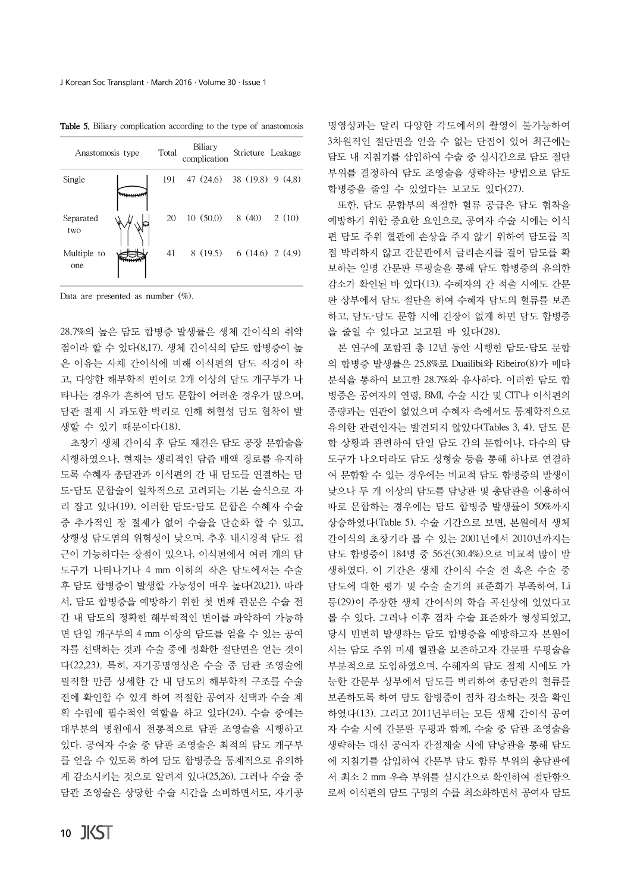**Table 5.** Biliary complication according to the type of anastomosis

| Anastomosis type | Total | Biliary complication | Stricture | Leakage |
|---|---|---|---|---|
| Single | 191 | 47 (24.6) | 38 (19.8) | 9 (4.8) |
| Separated two | 20 | 10 (50.0) | 8 (40) | 2 (10) |
| Multiple to one | 41 | 8 (19.5) | 6 (14.6) | 2 (4.9) |

Data are presented as number (%).

28.7%의 높은 담도 합병증 발생률은 생체 간이식의 취약점이라 할 수 있다(8,17). 생체 간이식의 담도 합병증이 높은 이유는 사체 간이식에 비해 이식편의 담도 직경이 작고, 다양한 해부학적 변이로 2개 이상의 담도 개구부가 나타나는 경우가 흔하여 담도 문합이 어려운 경우가 많으며, 담관 절제 시 과도한 박리로 인해 허혈성 담도 협착이 발생할 수 있기 때문이다(18).

초창기 생체 간이식 후 담도 재건은 담도 공장 문합술을 시행하였으나, 현재는 생리적인 담즙 배액 경로를 유지하도록 수혜자 총담관과 이식편의 간 내 담도를 연결하는 담도-담도 문합술이 일차적으로 고려되는 기본 술식으로 자리 잡고 있다(19). 이러한 담도-담도 문합은 수혜자 수술 중 추가적인 장 절제가 없어 수술을 단순화 할 수 있고, 상행성 담도염의 위험성이 낮으며, 추후 내시경적 담도 접근이 가능하다는 장점이 있으나, 이식편에서 여러 개의 담도구가 나타나거나 4 mm 이하의 작은 담도에서는 수술 후 담도 합병증이 발생할 가능성이 매우 높다(20,21). 따라서, 담도 합병증을 예방하기 위한 첫 번째 관문은 수술 전 간 내 담도의 정확한 해부학적인 변이를 파악하여 가능하면 단일 개구부의 4 mm 이상의 담도를 얻을 수 있는 공여자를 선택하는 것과 수술 중에 정확한 절단면을 얻는 것이다(22,23). 특히, 자기공명영상은 수술 중 담관 조영술에 필적할 만큼 상세한 간 내 담도의 해부학적 구조를 수술 전에 확인할 수 있게 하여 적절한 공여자 선택과 수술 계획 수립에 필수적인 역할을 하고 있다(24). 수술 중에는 대부분의 병원에서 전통적으로 담관 조영술을 시행하고 있다. 공여자 수술 중 담관 조영술은 최적의 담도 개구부를 얻을 수 있도록 하여 담도 합병증을 통계적으로 유의하게 감소시키는 것으로 알려져 있다(25,26). 그러나 수술 중 담관 조영술은 상당한 수술 시간을 소비하면서도, 자기공명영상과는 달리 다양한 각도에서의 촬영이 불가능하여 3차원적인 절단면을 얻을 수 없는 단점이 있어 최근에는 담도 내 지침기를 삽입하여 수술 중 실시간으로 담도 절단 부위를 결정하여 담도 조영술을 생략하는 방법으로 담도 합병증을 줄일 수 있었다는 보고도 있다(27).

또한, 담도 문합부의 적절한 혈류 공급은 담도 협착을 예방하기 위한 중요한 요인으로, 공여자 수술 시에는 이식편 담도 주위 혈관에 손상을 주지 않기 위하여 담도를 직접 박리하지 않고 간문판에서 글리손지를 걸어 담도를 확보하는 일명 간문판 루핑술을 통해 담도 합병증의 유의한 감소가 확인된 바 있다(13). 수혜자의 간 적출 시에도 간문판 상부에서 담도 절단을 하여 수혜자 담도의 혈류를 보존하고, 담도-담도 문합 시에 긴장이 없게 하면 담도 합병증을 줄일 수 있다고 보고된 바 있다(28).

본 연구에 포함된 총 12년 동안 시행한 담도-담도 문합의 합병증 발생률은 25.8%로 Duailibi와 Ribeiro(8)가 메타분석을 통하여 보고한 28.7%와 유사하다. 이러한 담도 합병증은 공여자의 연령, BMI, 수술 시간 및 CIT나 이식편의 중량과는 연관이 없었으며 수혜자 측에서도 통계학적으로 유의한 관련인자는 발견되지 않았다(Tables 3, 4). 담도 문합 상황과 관련하여 단일 담도 간의 문합이나, 다수의 담도구가 나오더라도 담도 성형술 등을 통해 하나로 연결하여 문합할 수 있는 경우에는 비교적 담도 합병증의 발생이 낮으나 두 개 이상의 담도를 담낭관 및 총담관을 이용하여 따로 문합하는 경우에는 담도 합병증 발생률이 50%까지 상승하였다(Table 5). 수술 기간으로 보면, 본원에서 생체 간이식의 초창기라 볼 수 있는 2001년에서 2010년까지는 담도 합병증이 184명 중 56건(30.4%)으로 비교적 많이 발생하였다. 이 기간은 생체 간이식 수술 전 혹은 수술 중 담도에 대한 평가 및 수술 술기의 표준화가 부족하여, Li 등(29)이 주장한 생체 간이식의 학습 곡선상에 있었다고 볼 수 있다. 그러나 이후 점차 수술 표준화가 형성되었고, 당시 빈번히 발생하는 담도 합병증을 예방하고자 본원에서는 담도 주위 미세 혈관을 보존하고자 간문판 루핑술을 부분적으로 도입하였으며, 수혜자의 담도 절제 시에도 가능한 간문부 상부에서 담도를 박리하여 총담관의 혈류를 보존하도록 하여 담도 합병증이 점차 감소하는 것을 확인하였다(13). 그리고 2011년부터는 모든 생체 간이식 공여자 수술 시에 간문판 루핑과 함께, 수술 중 담관 조영술을 생략하는 대신 공여자 간절제술 시에 담낭관을 통해 담도에 지침기를 삽입하여 간문부 담도 합류 부위의 총담관에서 최소 2 mm 우측 부위를 실시간으로 확인하여 절단함으로써 이식편의 담도 구멍의 수를 최소화하면서 공여자 담도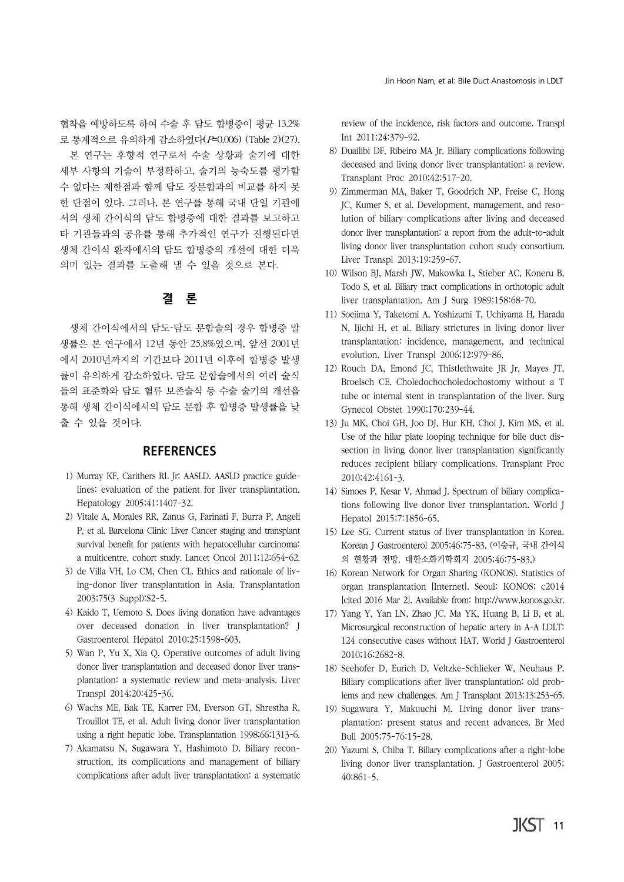협착을 예방하도록 하여 수술 후 담도 합병증이 평균 13.2%로 통계적으로 유의하게 감소하였다($P$=0.006) (Table 2)(27).

본 연구는 후향적 연구로서 수술 상황과 술기에 대한 세부 사항의 기술이 부정확하고, 술기의 능숙도를 평가할 수 없다는 제한점과 함께 담도 장문합과의 비교를 하지 못한 단점이 있다. 그러나, 본 연구를 통해 국내 단일 기관에서의 생체 간이식의 담도 합병증에 대한 결과를 보고하고 타 기관들과의 공유를 통해 추가적인 연구가 진행된다면 생체 간이식 환자에서의 담도 합병증의 개선에 대한 더욱 의미 있는 결과를 도출해 낼 수 있을 것으로 본다.

## 결 론

생체 간이식에서의 담도-담도 문합술의 경우 합병증 발생률은 본 연구에서 12년 동안 25.8%였으며, 앞선 2001년에서 2010년까지의 기간보다 2011년 이후에 합병증 발생률이 유의하게 감소하였다. 담도 문합술에서의 여러 술식들의 표준화와 담도 혈류 보존술식 등 수술 술기의 개선을 통해 생체 간이식에서의 담도 문합 후 합병증 발생률을 낮출 수 있을 것이다.

## REFERENCES

1) Murray KF, Carithers RL Jr: AASLD. AASLD practice guidelines: evaluation of the patient for liver transplantation. Hepatology 2005;41:1407-32.
2) Vitale A, Morales RR, Zanus G, Farinati F, Burra P, Angeli P, et al. Barcelona Clinic Liver Cancer staging and transplant survival benefit for patients with hepatocellular carcinoma: a multicentre, cohort study. Lancet Oncol 2011;12:654-62.
3) de Villa VH, Lo CM, Chen CL. Ethics and rationale of living-donor liver transplantation in Asia. Transplantation 2003;75(3 Suppl):S2-5.
4) Kaido T, Uemoto S. Does living donation have advantages over deceased donation in liver transplantation? J Gastroenterol Hepatol 2010;25:1598-603.
5) Wan P, Yu X, Xia Q. Operative outcomes of adult living donor liver transplantation and deceased donor liver transplantation: a systematic review and meta-analysis. Liver Transpl 2014;20:425-36.
6) Wachs ME, Bak TE, Karrer FM, Everson GT, Shrestha R, Trouillot TE, et al. Adult living donor liver transplantation using a right hepatic lobe. Transplantation 1998;66:1313-6.
7) Akamatsu N, Sugawara Y, Hashimoto D. Biliary reconstruction, its complications and management of biliary complications after adult liver transplantation: a systematic review of the incidence, risk factors and outcome. Transpl Int 2011;24:379-92.
8) Duailibi DF, Ribeiro MA Jr. Biliary complications following deceased and living donor liver transplantation: a review. Transplant Proc 2010;42:517-20.
9) Zimmerman MA, Baker T, Goodrich NP, Freise C, Hong JC, Kumer S, et al. Development, management, and resolution of biliary complications after living and deceased donor liver transplantation: a report from the adult-to-adult living donor liver transplantation cohort study consortium. Liver Transpl 2013;19:259-67.
10) Wilson BJ, Marsh JW, Makowka L, Stieber AC, Koneru B, Todo S, et al. Biliary tract complications in orthotopic adult liver transplantation. Am J Surg 1989;158:68-70.
11) Soejima Y, Taketomi A, Yoshizumi T, Uchiyama H, Harada N, Ijichi H, et al. Biliary strictures in living donor liver transplantation: incidence, management, and technical evolution. Liver Transpl 2006;12:979-86.
12) Rouch DA, Emond JC, Thistlethwaite JR Jr, Mayes JT, Broelsch CE. Choledochocholedochostomy without a T tube or internal stent in transplantation of the liver. Surg Gynecol Obstet 1990;170:239-44.
13) Ju MK, Choi GH, Joo DJ, Hur KH, Choi J, Kim MS, et al. Use of the hilar plate looping technique for bile duct dissection in living donor liver transplantation significantly reduces recipient biliary complications. Transplant Proc 2010;42:4161-3.
14) Simoes P, Kesar V, Ahmad J. Spectrum of biliary complications following live donor liver transplantation. World J Hepatol 2015;7:1856-65.
15) Lee SG. Current status of liver transplantation in Korea. Korean J Gastroenterol 2005;46:75-83. (이승규, 국내 간이식의 현황과 전망. 대한소화기학회지 2005;46:75-83.)
16) Korean Network for Organ Sharing (KONOS). Statistics of organ transplantation [Internet]. Seoul: KONOS; c2014 [cited 2016 Mar 2]. Available from: http://www.konos.go.kr.
17) Yang Y, Yan LN, Zhao JC, Ma YK, Huang B, Li B, et al. Microsurgical reconstruction of hepatic artery in A-A LDLT: 124 consecutive cases without HAT. World J Gastroenterol 2010;16:2682-8.
18) Seehofer D, Eurich D, Veltzke-Schlieker W, Neuhaus P. Biliary complications after liver transplantation: old problems and new challenges. Am J Transplant 2013;13:253-65.
19) Sugawara Y, Makuuchi M. Living donor liver transplantation: present status and recent advances. Br Med Bull 2005;75-76:15-28.
20) Yazumi S, Chiba T. Biliary complications after a right-lobe living donor liver transplantation. J Gastroenterol 2005;40:861-5.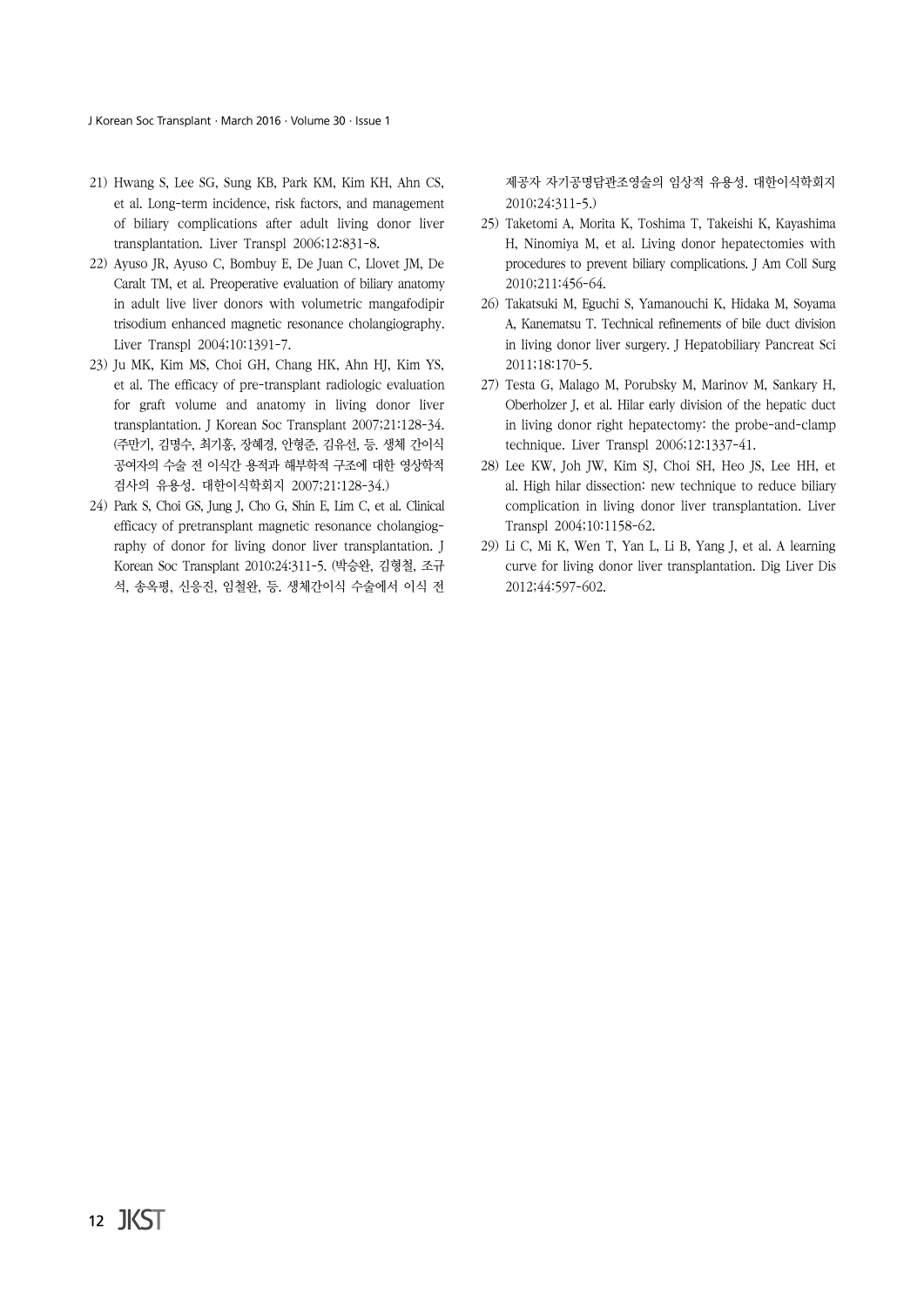21) Hwang S, Lee SG, Sung KB, Park KM, Kim KH, Ahn CS, et al. Long-term incidence, risk factors, and management of biliary complications after adult living donor liver transplantation. Liver Transpl 2006;12:831-8.
22) Ayuso JR, Ayuso C, Bombuy E, De Juan C, Llovet JM, De Caralt TM, et al. Preoperative evaluation of biliary anatomy in adult live liver donors with volumetric mangafodipir trisodium enhanced magnetic resonance cholangiography. Liver Transpl 2004;10:1391-7.
23) Ju MK, Kim MS, Choi GH, Chang HK, Ahn HJ, Kim YS, et al. The efficacy of pre-transplant radiologic evaluation for graft volume and anatomy in living donor liver transplantation. J Korean Soc Transplant 2007;21:128-34. (주만기, 김명수, 최기홍, 장혜경, 안형준, 김유선, 등. 생체 간이식 공여자의 수술 전 이식간 용적과 해부학적 구조에 대한 영상학적 검사의 유용성. 대한이식학회지 2007;21:128-34.)
24) Park S, Choi GS, Jung J, Cho G, Shin E, Lim C, et al. Clinical efficacy of pretransplant magnetic resonance cholangiography of donor for living donor liver transplantation. J Korean Soc Transplant 2010;24:311-5. (박승완, 김형철, 조규석, 송옥평, 신응진, 임철완, 등. 생체간이식 수술에서 이식 전 제공자 자기공명담관조영술의 임상적 유용성. 대한이식학회지 2010;24:311-5.)
25) Taketomi A, Morita K, Toshima T, Takeishi K, Kayashima H, Ninomiya M, et al. Living donor hepatectomies with procedures to prevent biliary complications. J Am Coll Surg 2010;211:456-64.
26) Takatsuki M, Eguchi S, Yamanouchi K, Hidaka M, Soyama A, Kanematsu T. Technical refinements of bile duct division in living donor liver surgery. J Hepatobiliary Pancreat Sci 2011;18:170-5.
27) Testa G, Malago M, Porubsky M, Marinov M, Sankary H, Oberholzer J, et al. Hilar early division of the hepatic duct in living donor right hepatectomy: the probe-and-clamp technique. Liver Transpl 2006;12:1337-41.
28) Lee KW, Joh JW, Kim SJ, Choi SH, Heo JS, Lee HH, et al. High hilar dissection: new technique to reduce biliary complication in living donor liver transplantation. Liver Transpl 2004;10:1158-62.
29) Li C, Mi K, Wen T, Yan L, Li B, Yang J, et al. A learning curve for living donor liver transplantation. Dig Liver Dis 2012;44:597-602.